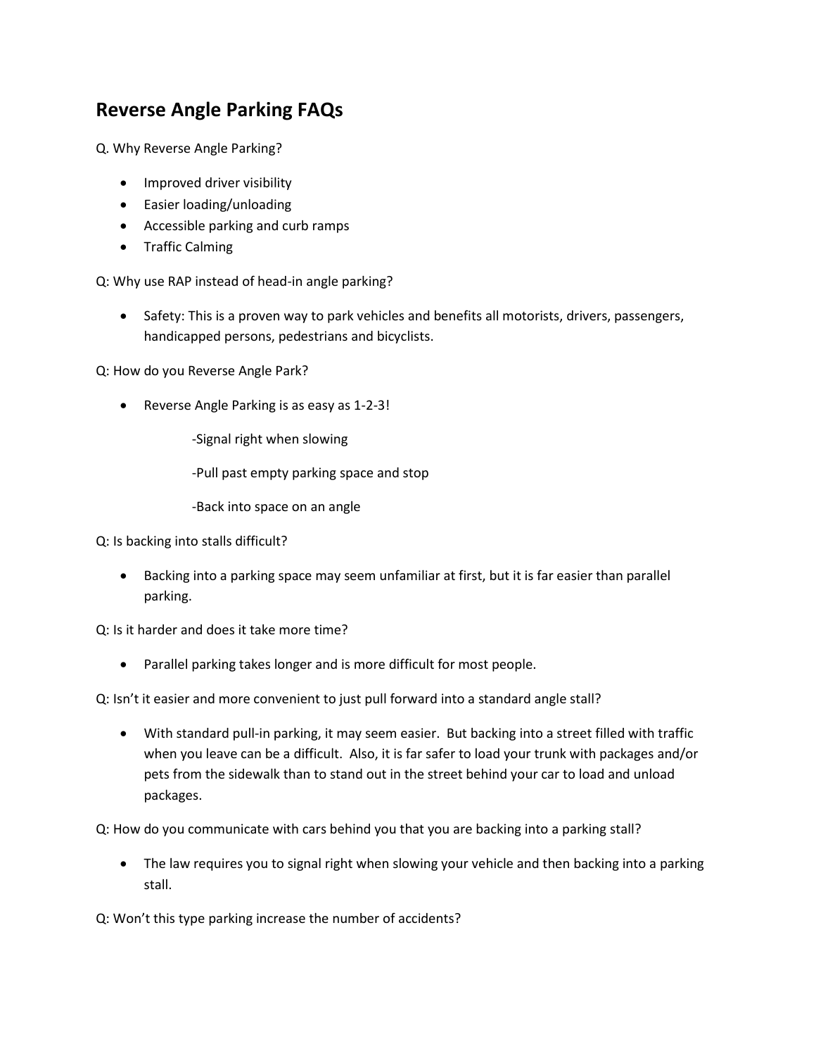# Reverse Angle Parking FAQs

Q. Why Reverse Angle Parking?

- Improved driver visibility
- Easier loading/unloading
- Accessible parking and curb ramps
- Traffic Calming

Q: Why use RAP instead of head-in angle parking?

- Safety: This is a proven way to park vehicles and benefits all motorists, drivers, passengers, handicapped persons, pedestrians and bicyclists.

Q: How do you Reverse Angle Park?

- Reverse Angle Parking is as easy as 1-2-3!

  -Signal right when slowing

  -Pull past empty parking space and stop

  -Back into space on an angle

Q: Is backing into stalls difficult?

- Backing into a parking space may seem unfamiliar at first, but it is far easier than parallel parking.

Q: Is it harder and does it take more time?

- Parallel parking takes longer and is more difficult for most people.

Q: Isn't it easier and more convenient to just pull forward into a standard angle stall?

- With standard pull-in parking, it may seem easier. But backing into a street filled with traffic when you leave can be a difficult. Also, it is far safer to load your trunk with packages and/or pets from the sidewalk than to stand out in the street behind your car to load and unload packages.

Q: How do you communicate with cars behind you that you are backing into a parking stall?

- The law requires you to signal right when slowing your vehicle and then backing into a parking stall.

Q: Won't this type parking increase the number of accidents?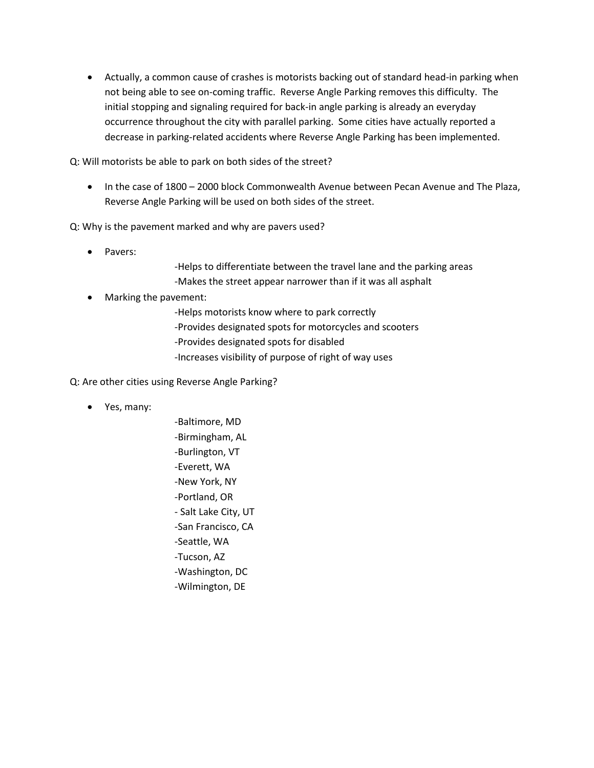- Actually, a common cause of crashes is motorists backing out of standard head-in parking when not being able to see on-coming traffic. Reverse Angle Parking removes this difficulty. The initial stopping and signaling required for back-in angle parking is already an everyday occurrence throughout the city with parallel parking. Some cities have actually reported a decrease in parking-related accidents where Reverse Angle Parking has been implemented.

Q: Will motorists be able to park on both sides of the street?

- In the case of 1800 – 2000 block Commonwealth Avenue between Pecan Avenue and The Plaza, Reverse Angle Parking will be used on both sides of the street.

Q: Why is the pavement marked and why are pavers used?

- Pavers:
  - -Helps to differentiate between the travel lane and the parking areas
  - -Makes the street appear narrower than if it was all asphalt
- Marking the pavement:
  - -Helps motorists know where to park correctly
  - -Provides designated spots for motorcycles and scooters
  - -Provides designated spots for disabled
  - -Increases visibility of purpose of right of way uses

Q: Are other cities using Reverse Angle Parking?

- Yes, many:
  - -Baltimore, MD
  - -Birmingham, AL
  - -Burlington, VT
  - -Everett, WA
  - -New York, NY
  - -Portland, OR
  - - Salt Lake City, UT
  - -San Francisco, CA
  - -Seattle, WA
  - -Tucson, AZ
  - -Washington, DC
  - -Wilmington, DE